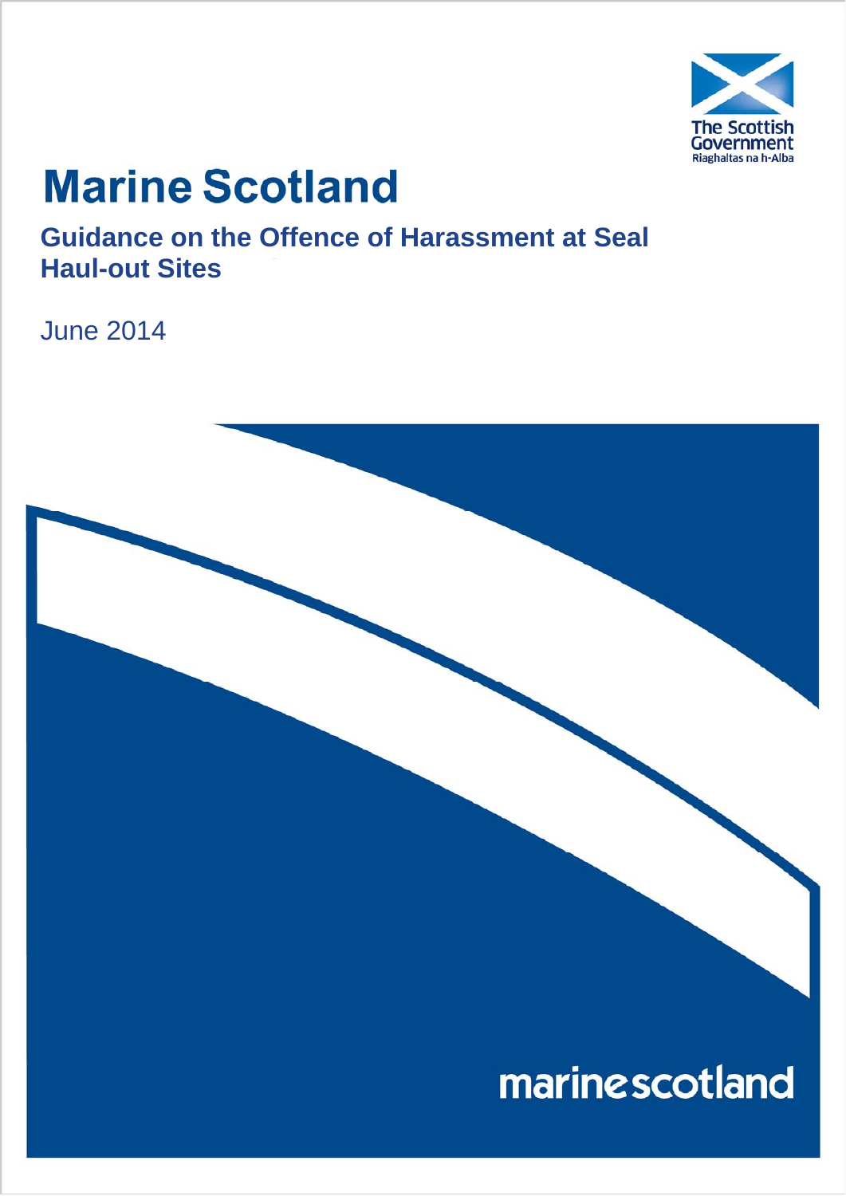The Scottish Government
Riaghaltas na h-Alba

# Marine Scotland

## Guidance on the Offence of Harassment at Seal Haul-out Sites

June 2014

marinescotland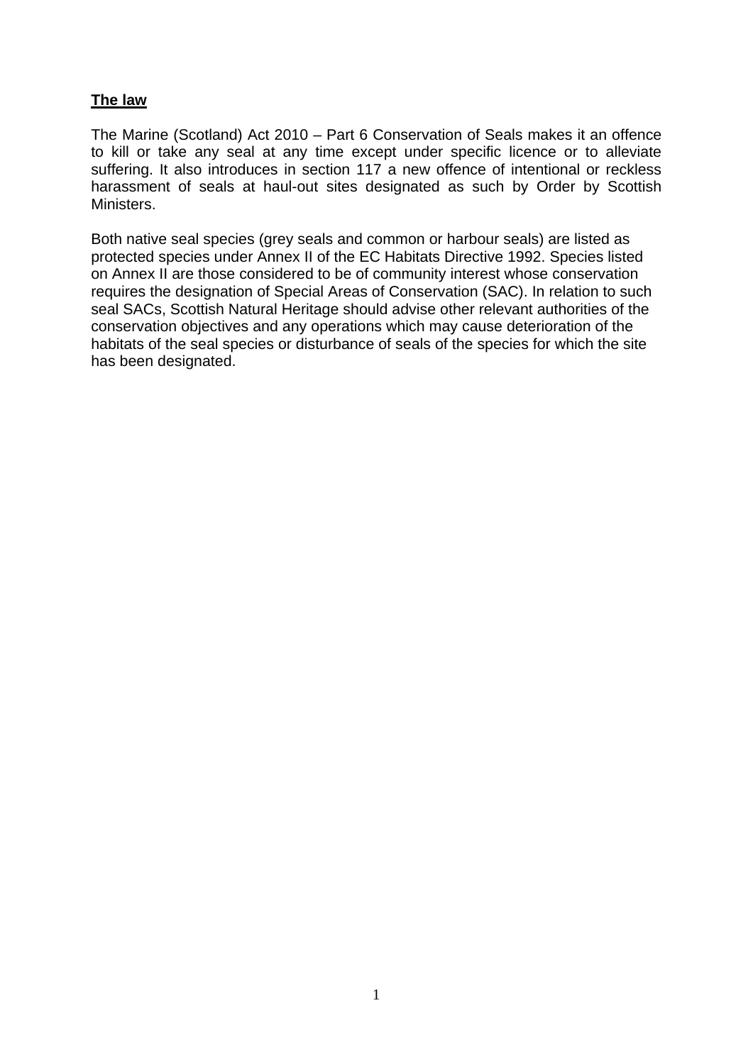**The law**

The Marine (Scotland) Act 2010 – Part 6 Conservation of Seals makes it an offence to kill or take any seal at any time except under specific licence or to alleviate suffering. It also introduces in section 117 a new offence of intentional or reckless harassment of seals at haul-out sites designated as such by Order by Scottish Ministers.

Both native seal species (grey seals and common or harbour seals) are listed as protected species under Annex II of the EC Habitats Directive 1992. Species listed on Annex II are those considered to be of community interest whose conservation requires the designation of Special Areas of Conservation (SAC). In relation to such seal SACs, Scottish Natural Heritage should advise other relevant authorities of the conservation objectives and any operations which may cause deterioration of the habitats of the seal species or disturbance of seals of the species for which the site has been designated.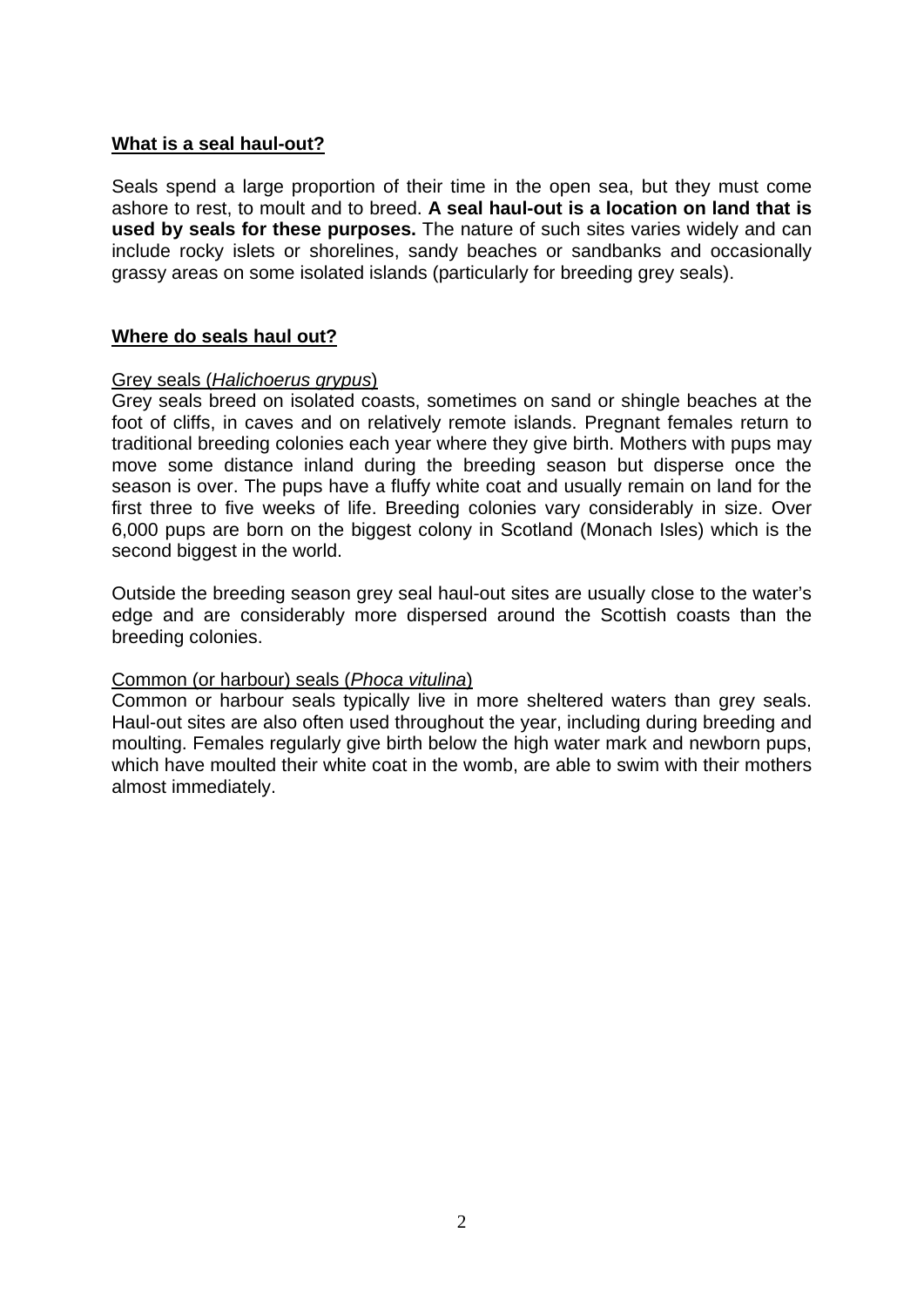## What is a seal haul-out?

Seals spend a large proportion of their time in the open sea, but they must come ashore to rest, to moult and to breed. **A seal haul-out is a location on land that is used by seals for these purposes.** The nature of such sites varies widely and can include rocky islets or shorelines, sandy beaches or sandbanks and occasionally grassy areas on some isolated islands (particularly for breeding grey seals).

## Where do seals haul out?

### Grey seals (*Halichoerus grypus*)

Grey seals breed on isolated coasts, sometimes on sand or shingle beaches at the foot of cliffs, in caves and on relatively remote islands. Pregnant females return to traditional breeding colonies each year where they give birth. Mothers with pups may move some distance inland during the breeding season but disperse once the season is over. The pups have a fluffy white coat and usually remain on land for the first three to five weeks of life. Breeding colonies vary considerably in size. Over 6,000 pups are born on the biggest colony in Scotland (Monach Isles) which is the second biggest in the world.

Outside the breeding season grey seal haul-out sites are usually close to the water's edge and are considerably more dispersed around the Scottish coasts than the breeding colonies.

### Common (or harbour) seals (*Phoca vitulina*)

Common or harbour seals typically live in more sheltered waters than grey seals. Haul-out sites are also often used throughout the year, including during breeding and moulting. Females regularly give birth below the high water mark and newborn pups, which have moulted their white coat in the womb, are able to swim with their mothers almost immediately.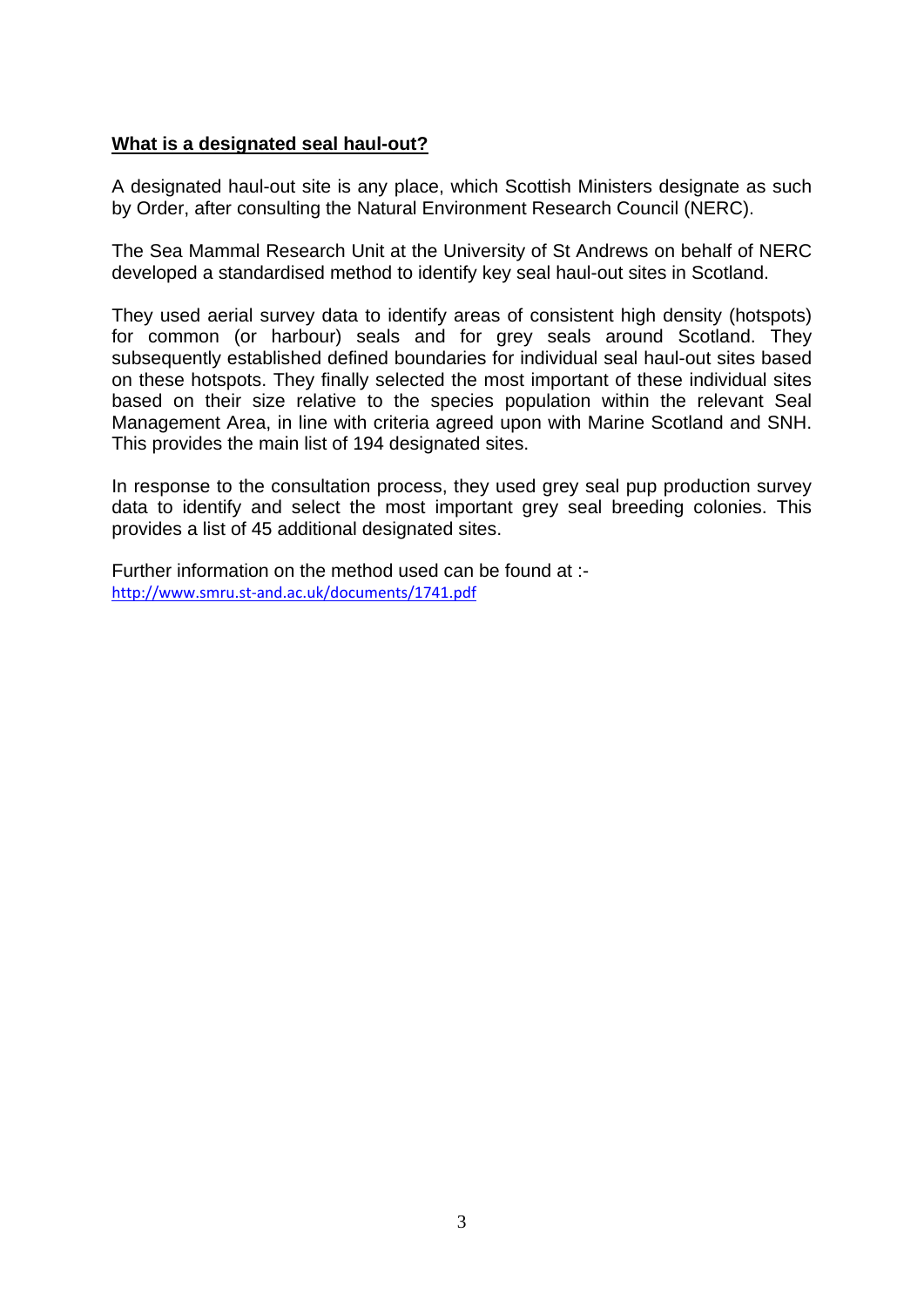## **What is a designated seal haul-out?**

A designated haul-out site is any place, which Scottish Ministers designate as such by Order, after consulting the Natural Environment Research Council (NERC).

The Sea Mammal Research Unit at the University of St Andrews on behalf of NERC developed a standardised method to identify key seal haul-out sites in Scotland.

They used aerial survey data to identify areas of consistent high density (hotspots) for common (or harbour) seals and for grey seals around Scotland. They subsequently established defined boundaries for individual seal haul-out sites based on these hotspots. They finally selected the most important of these individual sites based on their size relative to the species population within the relevant Seal Management Area, in line with criteria agreed upon with Marine Scotland and SNH. This provides the main list of 194 designated sites.

In response to the consultation process, they used grey seal pup production survey data to identify and select the most important grey seal breeding colonies. This provides a list of 45 additional designated sites.

Further information on the method used can be found at :-
http://www.smru.st-and.ac.uk/documents/1741.pdf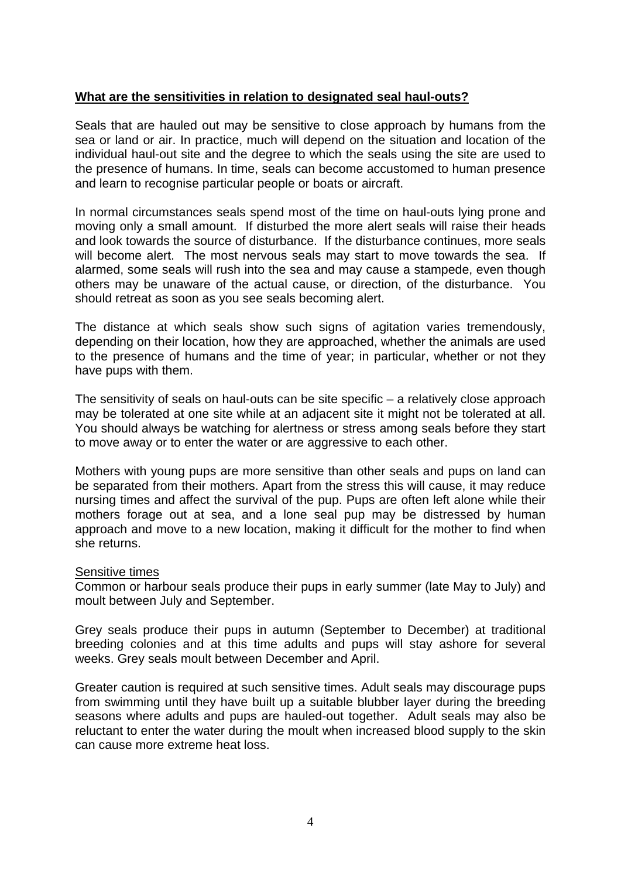## What are the sensitivities in relation to designated seal haul-outs?

Seals that are hauled out may be sensitive to close approach by humans from the sea or land or air. In practice, much will depend on the situation and location of the individual haul-out site and the degree to which the seals using the site are used to the presence of humans. In time, seals can become accustomed to human presence and learn to recognise particular people or boats or aircraft.

In normal circumstances seals spend most of the time on haul-outs lying prone and moving only a small amount. If disturbed the more alert seals will raise their heads and look towards the source of disturbance. If the disturbance continues, more seals will become alert. The most nervous seals may start to move towards the sea. If alarmed, some seals will rush into the sea and may cause a stampede, even though others may be unaware of the actual cause, or direction, of the disturbance. You should retreat as soon as you see seals becoming alert.

The distance at which seals show such signs of agitation varies tremendously, depending on their location, how they are approached, whether the animals are used to the presence of humans and the time of year; in particular, whether or not they have pups with them.

The sensitivity of seals on haul-outs can be site specific – a relatively close approach may be tolerated at one site while at an adjacent site it might not be tolerated at all. You should always be watching for alertness or stress among seals before they start to move away or to enter the water or are aggressive to each other.

Mothers with young pups are more sensitive than other seals and pups on land can be separated from their mothers. Apart from the stress this will cause, it may reduce nursing times and affect the survival of the pup. Pups are often left alone while their mothers forage out at sea, and a lone seal pup may be distressed by human approach and move to a new location, making it difficult for the mother to find when she returns.

### Sensitive times

Common or harbour seals produce their pups in early summer (late May to July) and moult between July and September.

Grey seals produce their pups in autumn (September to December) at traditional breeding colonies and at this time adults and pups will stay ashore for several weeks. Grey seals moult between December and April.

Greater caution is required at such sensitive times. Adult seals may discourage pups from swimming until they have built up a suitable blubber layer during the breeding seasons where adults and pups are hauled-out together. Adult seals may also be reluctant to enter the water during the moult when increased blood supply to the skin can cause more extreme heat loss.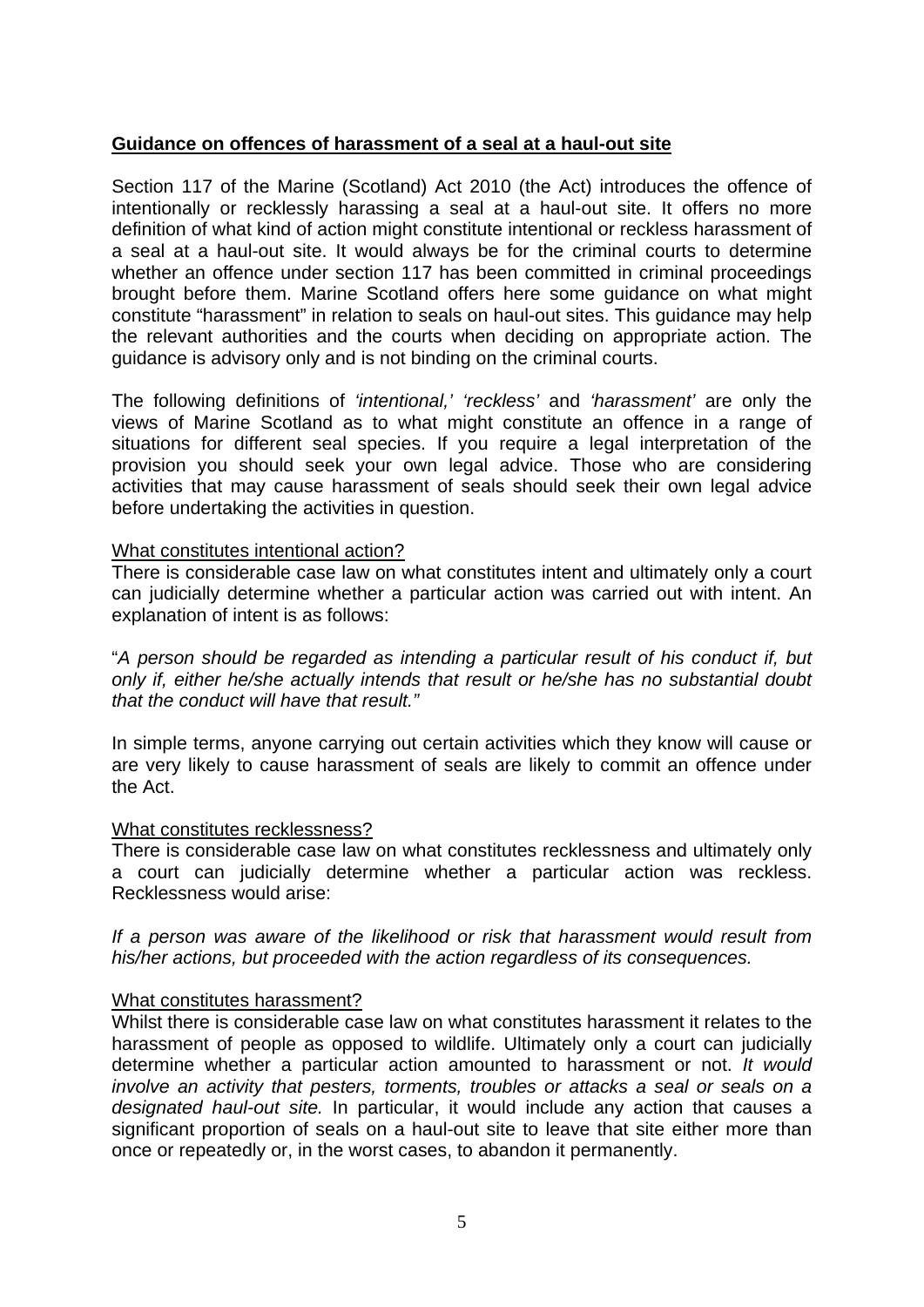## **Guidance on offences of harassment of a seal at a haul-out site**

Section 117 of the Marine (Scotland) Act 2010 (the Act) introduces the offence of intentionally or recklessly harassing a seal at a haul-out site. It offers no more definition of what kind of action might constitute intentional or reckless harassment of a seal at a haul-out site. It would always be for the criminal courts to determine whether an offence under section 117 has been committed in criminal proceedings brought before them. Marine Scotland offers here some guidance on what might constitute "harassment" in relation to seals on haul-out sites. This guidance may help the relevant authorities and the courts when deciding on appropriate action. The guidance is advisory only and is not binding on the criminal courts.

The following definitions of *'intentional,' 'reckless'* and *'harassment'* are only the views of Marine Scotland as to what might constitute an offence in a range of situations for different seal species. If you require a legal interpretation of the provision you should seek your own legal advice. Those who are considering activities that may cause harassment of seals should seek their own legal advice before undertaking the activities in question.

### What constitutes intentional action?

There is considerable case law on what constitutes intent and ultimately only a court can judicially determine whether a particular action was carried out with intent. An explanation of intent is as follows:

"*A person should be regarded as intending a particular result of his conduct if, but only if, either he/she actually intends that result or he/she has no substantial doubt that the conduct will have that result."*

In simple terms, anyone carrying out certain activities which they know will cause or are very likely to cause harassment of seals are likely to commit an offence under the Act.

### What constitutes recklessness?

There is considerable case law on what constitutes recklessness and ultimately only a court can judicially determine whether a particular action was reckless. Recklessness would arise:

*If a person was aware of the likelihood or risk that harassment would result from his/her actions, but proceeded with the action regardless of its consequences.*

### What constitutes harassment?

Whilst there is considerable case law on what constitutes harassment it relates to the harassment of people as opposed to wildlife. Ultimately only a court can judicially determine whether a particular action amounted to harassment or not. *It would involve an activity that pesters, torments, troubles or attacks a seal or seals on a designated haul-out site.* In particular, it would include any action that causes a significant proportion of seals on a haul-out site to leave that site either more than once or repeatedly or, in the worst cases, to abandon it permanently.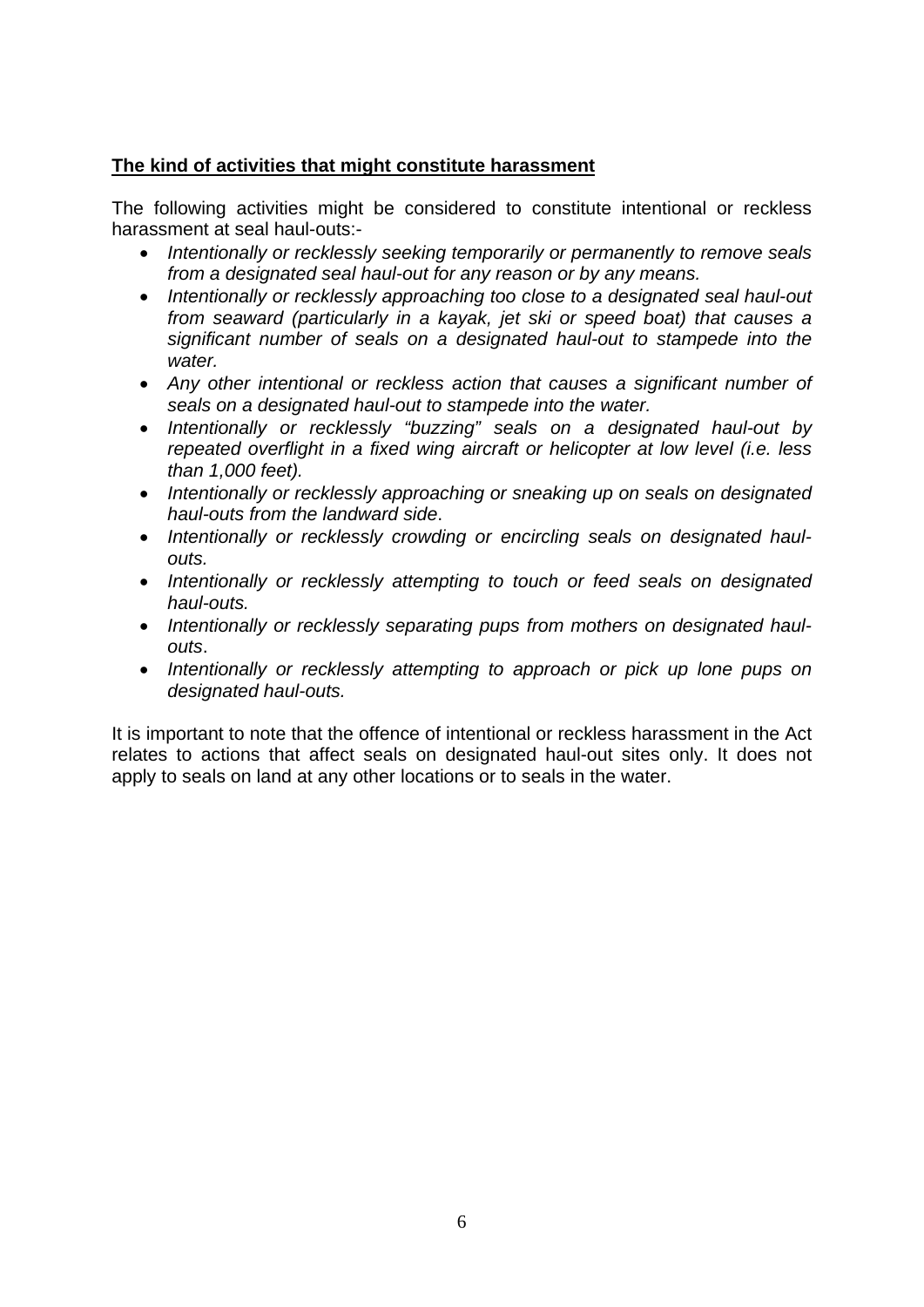**The kind of activities that might constitute harassment**

The following activities might be considered to constitute intentional or reckless harassment at seal haul-outs:-

- *Intentionally or recklessly seeking temporarily or permanently to remove seals from a designated seal haul-out for any reason or by any means.*
- *Intentionally or recklessly approaching too close to a designated seal haul-out from seaward (particularly in a kayak, jet ski or speed boat) that causes a significant number of seals on a designated haul-out to stampede into the water.*
- *Any other intentional or reckless action that causes a significant number of seals on a designated haul-out to stampede into the water.*
- *Intentionally or recklessly "buzzing" seals on a designated haul-out by repeated overflight in a fixed wing aircraft or helicopter at low level (i.e. less than 1,000 feet).*
- *Intentionally or recklessly approaching or sneaking up on seals on designated haul-outs from the landward side*.
- *Intentionally or recklessly crowding or encircling seals on designated haul-outs.*
- *Intentionally or recklessly attempting to touch or feed seals on designated haul-outs.*
- *Intentionally or recklessly separating pups from mothers on designated haul-outs*.
- *Intentionally or recklessly attempting to approach or pick up lone pups on designated haul-outs.*

It is important to note that the offence of intentional or reckless harassment in the Act relates to actions that affect seals on designated haul-out sites only. It does not apply to seals on land at any other locations or to seals in the water.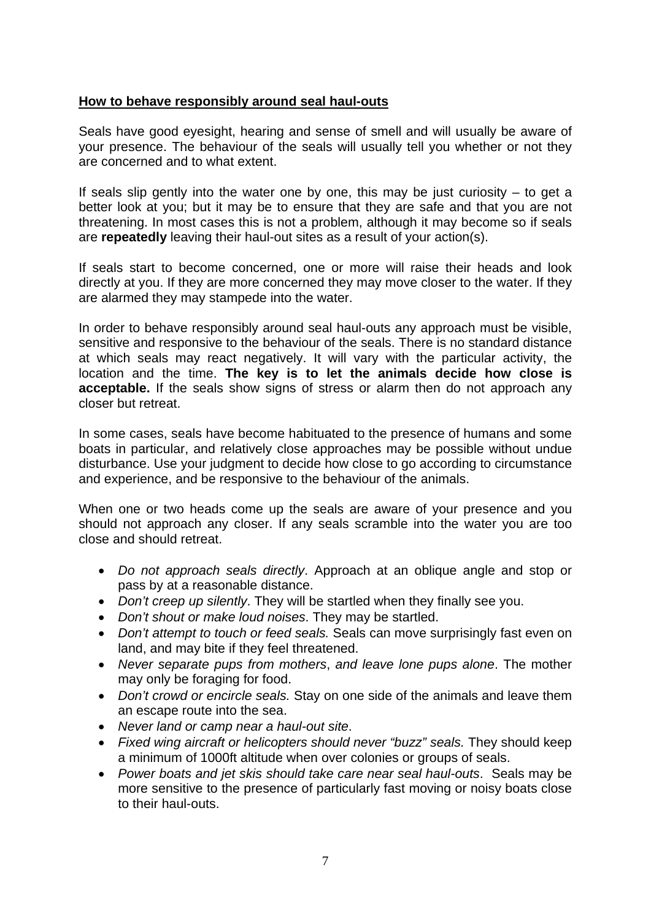## **How to behave responsibly around seal haul-outs**

Seals have good eyesight, hearing and sense of smell and will usually be aware of your presence. The behaviour of the seals will usually tell you whether or not they are concerned and to what extent.

If seals slip gently into the water one by one, this may be just curiosity – to get a better look at you; but it may be to ensure that they are safe and that you are not threatening. In most cases this is not a problem, although it may become so if seals are **repeatedly** leaving their haul-out sites as a result of your action(s).

If seals start to become concerned, one or more will raise their heads and look directly at you. If they are more concerned they may move closer to the water. If they are alarmed they may stampede into the water.

In order to behave responsibly around seal haul-outs any approach must be visible, sensitive and responsive to the behaviour of the seals. There is no standard distance at which seals may react negatively. It will vary with the particular activity, the location and the time. **The key is to let the animals decide how close is acceptable.** If the seals show signs of stress or alarm then do not approach any closer but retreat.

In some cases, seals have become habituated to the presence of humans and some boats in particular, and relatively close approaches may be possible without undue disturbance. Use your judgment to decide how close to go according to circumstance and experience, and be responsive to the behaviour of the animals.

When one or two heads come up the seals are aware of your presence and you should not approach any closer. If any seals scramble into the water you are too close and should retreat.

- *Do not approach seals directly*. Approach at an oblique angle and stop or pass by at a reasonable distance.
- *Don't creep up silently*. They will be startled when they finally see you.
- *Don't shout or make loud noises*. They may be startled.
- *Don't attempt to touch or feed seals.* Seals can move surprisingly fast even on land, and may bite if they feel threatened.
- *Never separate pups from mothers*, *and leave lone pups alone*. The mother may only be foraging for food.
- *Don't crowd or encircle seals.* Stay on one side of the animals and leave them an escape route into the sea.
- *Never land or camp near a haul-out site*.
- *Fixed wing aircraft or helicopters should never "buzz" seals.* They should keep a minimum of 1000ft altitude when over colonies or groups of seals.
- *Power boats and jet skis should take care near seal haul-outs*. Seals may be more sensitive to the presence of particularly fast moving or noisy boats close to their haul-outs.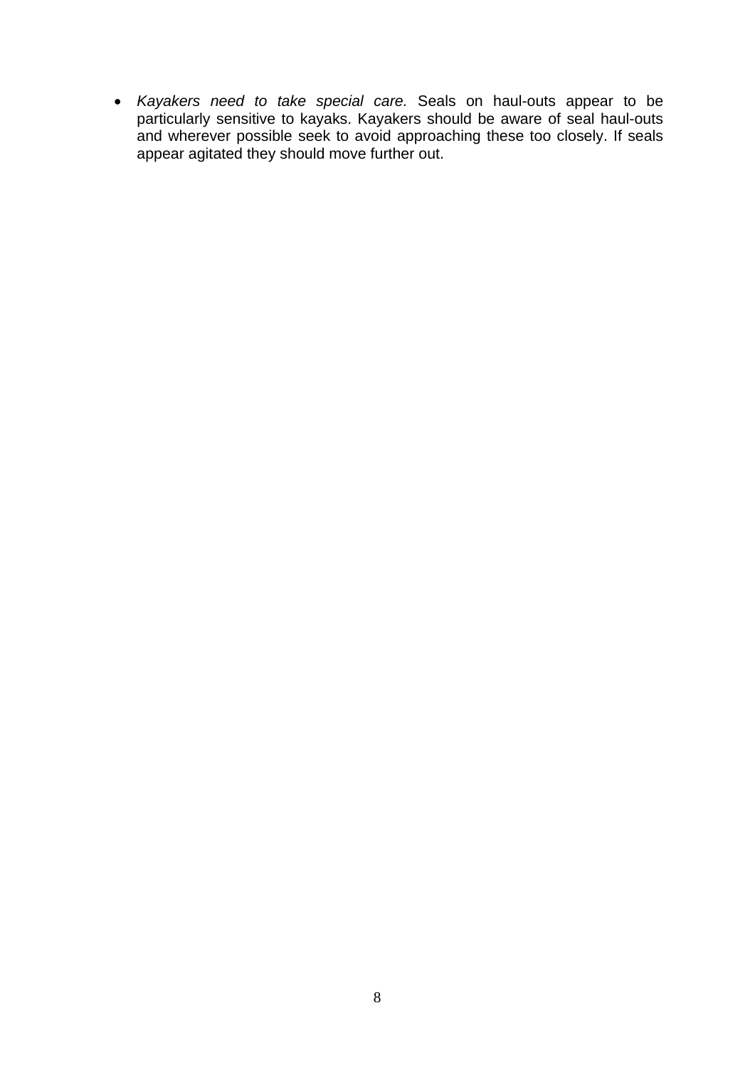- *Kayakers need to take special care.* Seals on haul-outs appear to be particularly sensitive to kayaks. Kayakers should be aware of seal haul-outs and wherever possible seek to avoid approaching these too closely. If seals appear agitated they should move further out.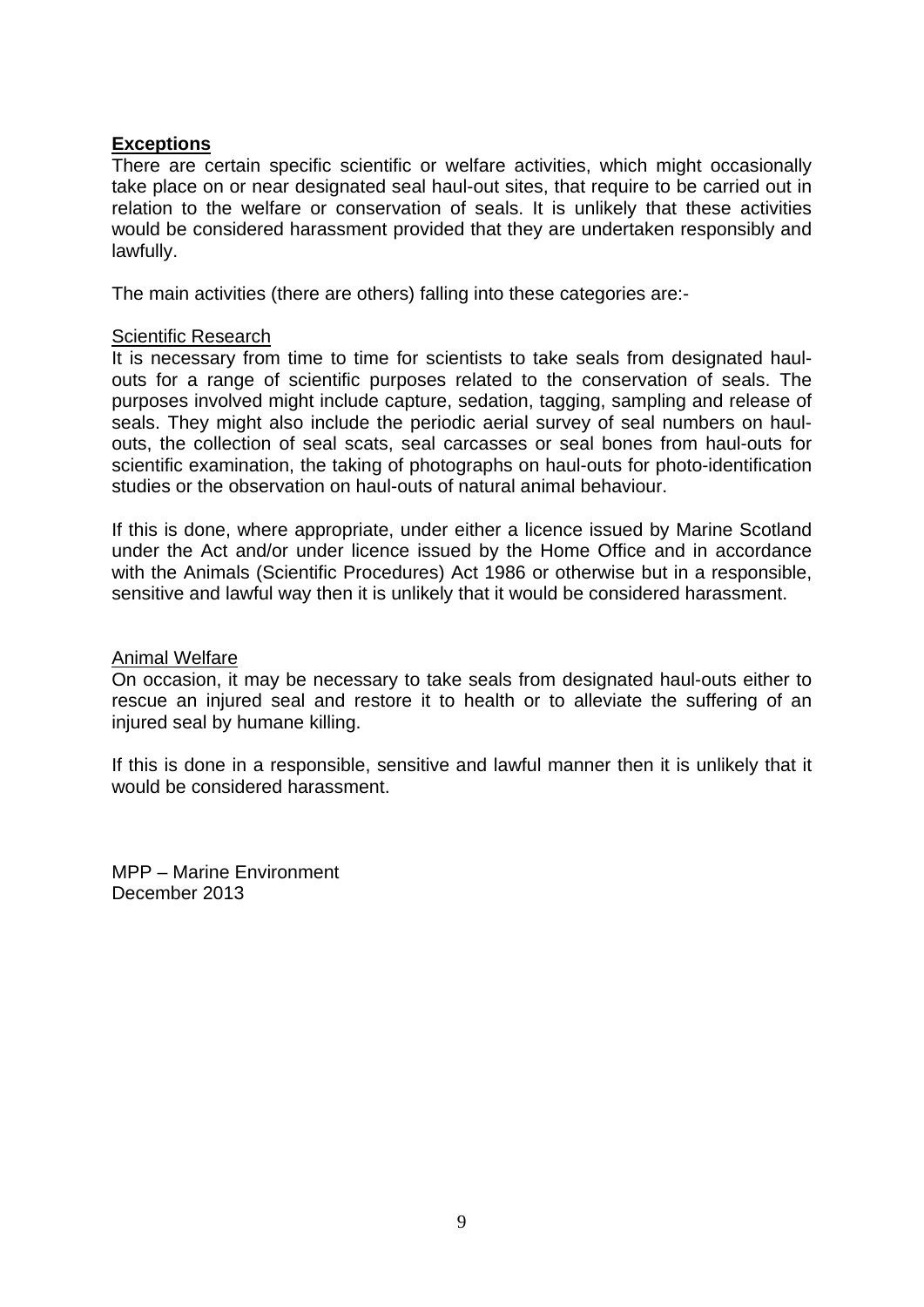**Exceptions**

There are certain specific scientific or welfare activities, which might occasionally take place on or near designated seal haul-out sites, that require to be carried out in relation to the welfare or conservation of seals. It is unlikely that these activities would be considered harassment provided that they are undertaken responsibly and lawfully.

The main activities (there are others) falling into these categories are:-

Scientific Research

It is necessary from time to time for scientists to take seals from designated haul-outs for a range of scientific purposes related to the conservation of seals. The purposes involved might include capture, sedation, tagging, sampling and release of seals. They might also include the periodic aerial survey of seal numbers on haul-outs, the collection of seal scats, seal carcasses or seal bones from haul-outs for scientific examination, the taking of photographs on haul-outs for photo-identification studies or the observation on haul-outs of natural animal behaviour.

If this is done, where appropriate, under either a licence issued by Marine Scotland under the Act and/or under licence issued by the Home Office and in accordance with the Animals (Scientific Procedures) Act 1986 or otherwise but in a responsible, sensitive and lawful way then it is unlikely that it would be considered harassment.

Animal Welfare

On occasion, it may be necessary to take seals from designated haul-outs either to rescue an injured seal and restore it to health or to alleviate the suffering of an injured seal by humane killing.

If this is done in a responsible, sensitive and lawful manner then it is unlikely that it would be considered harassment.

MPP – Marine Environment
December 2013